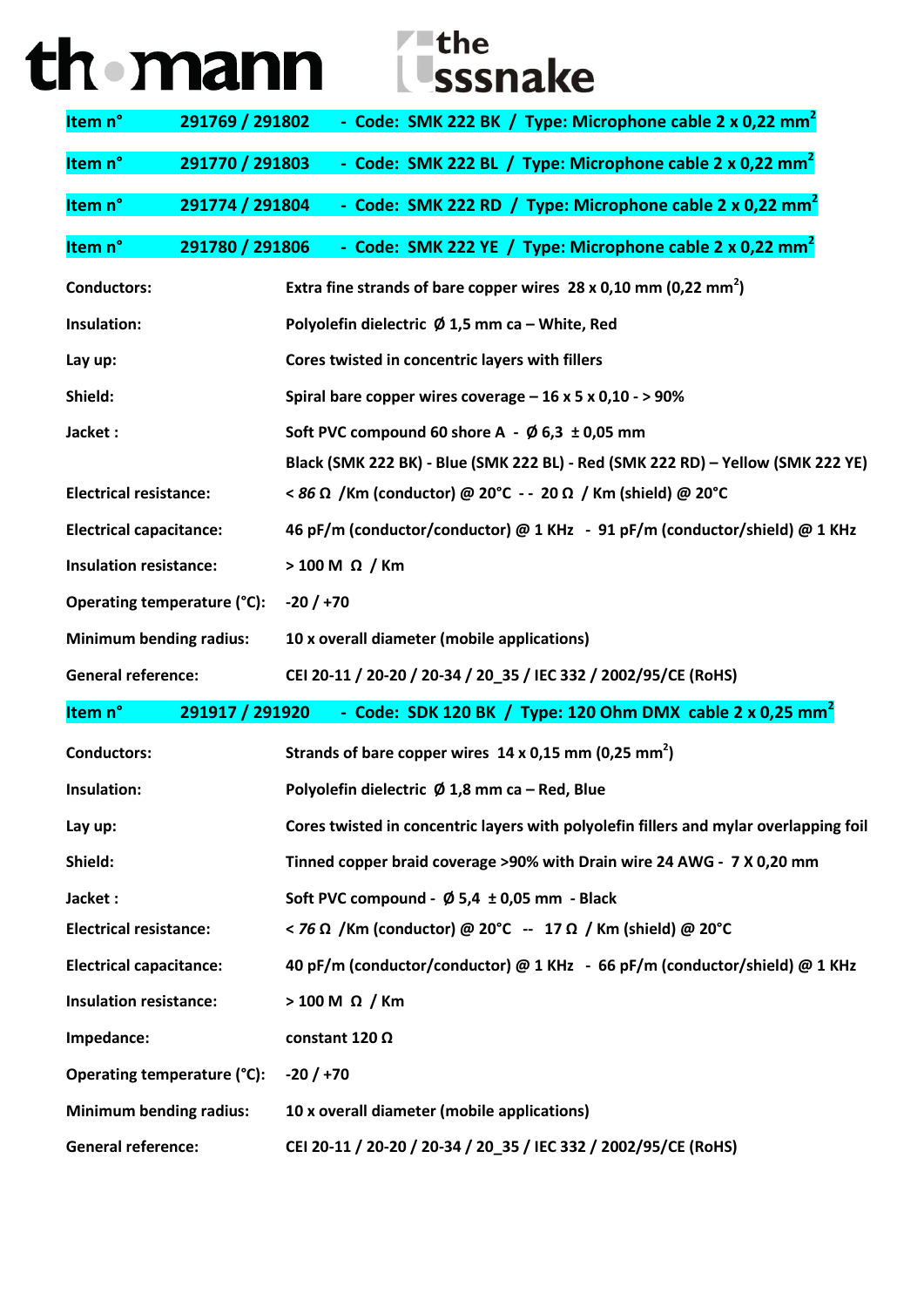# thomann the sssnake

**Item n° 291769 / 291802 - Code: SMK 222 BK / Type: Microphone cable 2 x 0,22 mm²**

**Item n° 291770 / 291803 - Code: SMK 222 BL / Type: Microphone cable 2 x 0,22 mm²**

**Item n° 291774 / 291804 - Code: SMK 222 RD / Type: Microphone cable 2 x 0,22 mm²**

**Item n° 291780 / 291806 - Code: SMK 222 YE / Type: Microphone cable 2 x 0,22 mm²**

| | |
|---|---|
| **Conductors:** | Extra fine strands of bare copper wires 28 x 0,10 mm (0,22 mm²) |
| **Insulation:** | Polyolefin dielectric Ø 1,5 mm ca – White, Red |
| **Lay up:** | Cores twisted in concentric layers with fillers |
| **Shield:** | Spiral bare copper wires coverage – 16 x 5 x 0,10 - > 90% |
| **Jacket :** | Soft PVC compound 60 shore A - Ø 6,3 ± 0,05 mm<br>Black (SMK 222 BK) - Blue (SMK 222 BL) - Red (SMK 222 RD) – Yellow (SMK 222 YE) |
| **Electrical resistance:** | < *86* Ω /Km (conductor) @ 20°C - - 20 Ω / Km (shield) @ 20°C |
| **Electrical capacitance:** | 46 pF/m (conductor/conductor) @ 1 KHz - 91 pF/m (conductor/shield) @ 1 KHz |
| **Insulation resistance:** | > 100 M Ω / Km |
| **Operating temperature (°C):** | -20 / +70 |
| **Minimum bending radius:** | 10 x overall diameter (mobile applications) |
| **General reference:** | CEI 20-11 / 20-20 / 20-34 / 20_35 / IEC 332 / 2002/95/CE (RoHS) |

**Item n° 291917 / 291920 - Code: SDK 120 BK / Type: 120 Ohm DMX cable 2 x 0,25 mm²**

| | |
|---|---|
| **Conductors:** | Strands of bare copper wires 14 x 0,15 mm (0,25 mm²) |
| **Insulation:** | Polyolefin dielectric Ø 1,8 mm ca – Red, Blue |
| **Lay up:** | Cores twisted in concentric layers with polyolefin fillers and mylar overlapping foil |
| **Shield:** | Tinned copper braid coverage >90% with Drain wire 24 AWG - 7 X 0,20 mm |
| **Jacket :** | Soft PVC compound - Ø 5,4 ± 0,05 mm - Black |
| **Electrical resistance:** | < *76* Ω /Km (conductor) @ 20°C -- 17 Ω / Km (shield) @ 20°C |
| **Electrical capacitance:** | 40 pF/m (conductor/conductor) @ 1 KHz - 66 pF/m (conductor/shield) @ 1 KHz |
| **Insulation resistance:** | > 100 M Ω / Km |
| **Impedance:** | constant 120 Ω |
| **Operating temperature (°C):** | -20 / +70 |
| **Minimum bending radius:** | 10 x overall diameter (mobile applications) |
| **General reference:** | CEI 20-11 / 20-20 / 20-34 / 20_35 / IEC 332 / 2002/95/CE (RoHS) |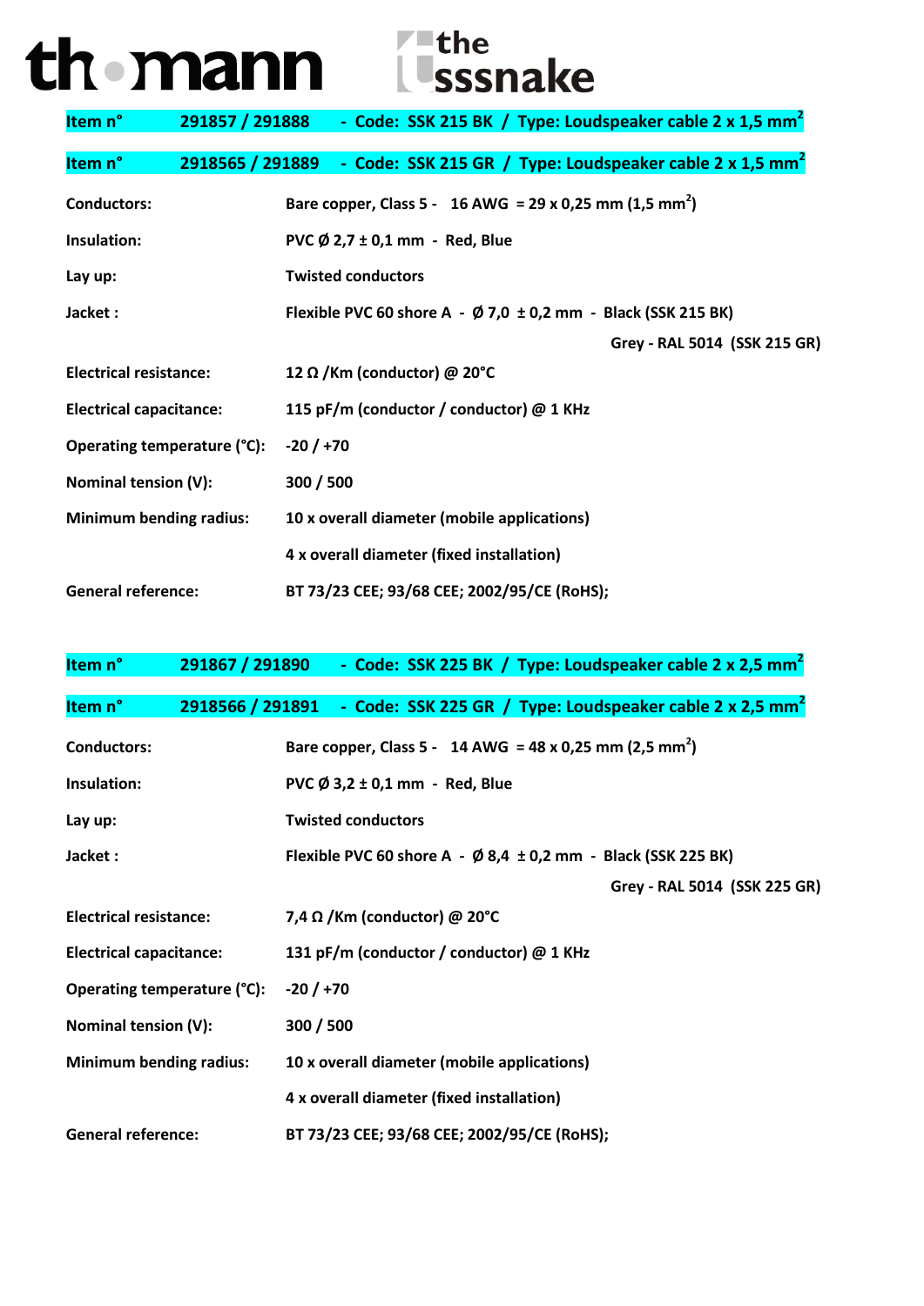thomann

the sssnake

**Item n° 291857 / 291888 - Code: SSK 215 BK / Type: Loudspeaker cable 2 x 1,5 mm$^2$**

**Item n° 2918565 / 291889 - Code: SSK 215 GR / Type: Loudspeaker cable 2 x 1,5 mm$^2$**

| | |
|---|---|
| **Conductors:** | **Bare copper, Class 5 - 16 AWG = 29 x 0,25 mm (1,5 mm$^2$)** |
| **Insulation:** | **PVC Ø 2,7 ± 0,1 mm - Red, Blue** |
| **Lay up:** | **Twisted conductors** |
| **Jacket :** | **Flexible PVC 60 shore A - Ø 7,0 ± 0,2 mm - Black (SSK 215 BK)** <br> **Grey - RAL 5014 (SSK 215 GR)** |
| **Electrical resistance:** | **12 Ω /Km (conductor) @ 20°C** |
| **Electrical capacitance:** | **115 pF/m (conductor / conductor) @ 1 KHz** |
| **Operating temperature (°C):** | **-20 / +70** |
| **Nominal tension (V):** | **300 / 500** |
| **Minimum bending radius:** | **10 x overall diameter (mobile applications)** <br> **4 x overall diameter (fixed installation)** |
| **General reference:** | **BT 73/23 CEE; 93/68 CEE; 2002/95/CE (RoHS);** |

**Item n° 291867 / 291890 - Code: SSK 225 BK / Type: Loudspeaker cable 2 x 2,5 mm$^2$**

**Item n° 2918566 / 291891 - Code: SSK 225 GR / Type: Loudspeaker cable 2 x 2,5 mm$^2$**

| | |
|---|---|
| **Conductors:** | **Bare copper, Class 5 - 14 AWG = 48 x 0,25 mm (2,5 mm$^2$)** |
| **Insulation:** | **PVC Ø 3,2 ± 0,1 mm - Red, Blue** |
| **Lay up:** | **Twisted conductors** |
| **Jacket :** | **Flexible PVC 60 shore A - Ø 8,4 ± 0,2 mm - Black (SSK 225 BK)** <br> **Grey - RAL 5014 (SSK 225 GR)** |
| **Electrical resistance:** | **7,4 Ω /Km (conductor) @ 20°C** |
| **Electrical capacitance:** | **131 pF/m (conductor / conductor) @ 1 KHz** |
| **Operating temperature (°C):** | **-20 / +70** |
| **Nominal tension (V):** | **300 / 500** |
| **Minimum bending radius:** | **10 x overall diameter (mobile applications)** <br> **4 x overall diameter (fixed installation)** |
| **General reference:** | **BT 73/23 CEE; 93/68 CEE; 2002/95/CE (RoHS);** |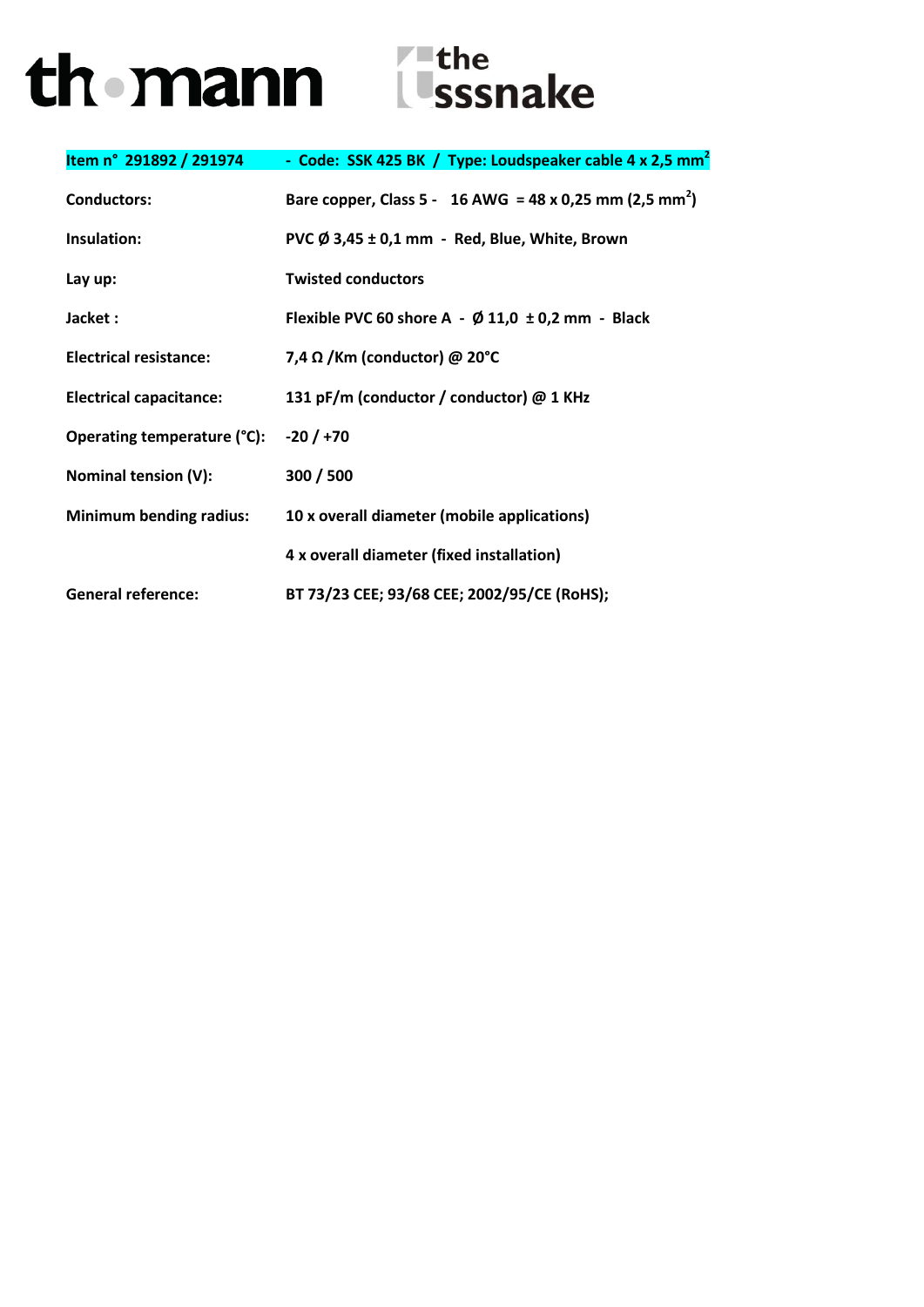**thomann** **the sssnake**

| | |
|---|---|
| **Item n° 291892 / 291974** | **- Code: SSK 425 BK / Type: Loudspeaker cable 4 x 2,5 mm²** |
| **Conductors:** | **Bare copper, Class 5 - 16 AWG = 48 x 0,25 mm (2,5 mm²)** |
| **Insulation:** | **PVC Ø 3,45 ± 0,1 mm - Red, Blue, White, Brown** |
| **Lay up:** | **Twisted conductors** |
| **Jacket :** | **Flexible PVC 60 shore A - Ø 11,0 ± 0,2 mm - Black** |
| **Electrical resistance:** | **7,4 Ω /Km (conductor) @ 20°C** |
| **Electrical capacitance:** | **131 pF/m (conductor / conductor) @ 1 KHz** |
| **Operating temperature (°C):** | **-20 / +70** |
| **Nominal tension (V):** | **300 / 500** |
| **Minimum bending radius:** | **10 x overall diameter (mobile applications)** |
| | **4 x overall diameter (fixed installation)** |
| **General reference:** | **BT 73/23 CEE; 93/68 CEE; 2002/95/CE (RoHS);** |